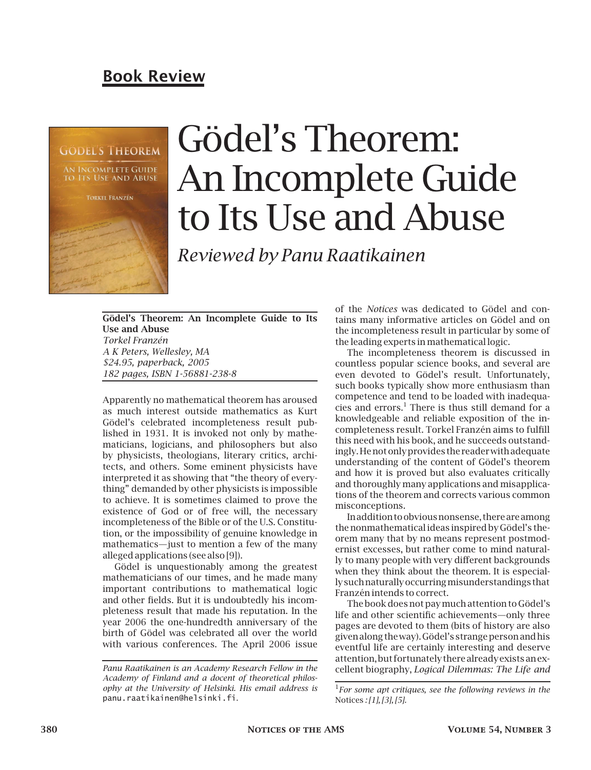## Book Review

# Gödel's Theorem: An Incomplete Guide to Its Use and Abuse

*Reviewed by Panu Raatikainen*

**Gödel's Theorem: An Incomplete Guide to Its Use and Abuse**
*Torkel Franzén*
*A K Peters, Wellesley, MA*
*$24.95, paperback, 2005*
*182 pages, ISBN 1-56881-238-8*

Apparently no mathematical theorem has aroused as much interest outside mathematics as Kurt Gödel's celebrated incompleteness result published in 1931. It is invoked not only by mathematicians, logicians, and philosophers but also by physicists, theologians, literary critics, architects, and others. Some eminent physicists have interpreted it as showing that "the theory of everything" demanded by other physicists is impossible to achieve. It is sometimes claimed to prove the existence of God or of free will, the necessary incompleteness of the Bible or of the U.S. Constitution, or the impossibility of genuine knowledge in mathematics—just to mention a few of the many alleged applications (see also [9]).

Gödel is unquestionably among the greatest mathematicians of our times, and he made many important contributions to mathematical logic and other fields. But it is undoubtedly his incompleteness result that made his reputation. In the year 2006 the one-hundredth anniversary of the birth of Gödel was celebrated all over the world with various conferences. The April 2006 issue of the *Notices* was dedicated to Gödel and contains many informative articles on Gödel and on the incompleteness result in particular by some of the leading experts in mathematical logic.

The incompleteness theorem is discussed in countless popular science books, and several are even devoted to Gödel's result. Unfortunately, such books typically show more enthusiasm than competence and tend to be loaded with inadequacies and errors.[1] There is thus still demand for a knowledgeable and reliable exposition of the incompleteness result. Torkel Franzén aims to fulfill this need with his book, and he succeeds outstandingly. He not only provides the reader with adequate understanding of the content of Gödel's theorem and how it is proved but also evaluates critically and thoroughly many applications and misapplications of the theorem and corrects various common misconceptions.

In addition to obvious nonsense, there are among the nonmathematical ideas inspired by Gödel's theorem many that by no means represent postmodernist excesses, but rather come to mind naturally to many people with very different backgrounds when they think about the theorem. It is especially such naturally occurring misunderstandings that Franzén intends to correct.

The book does not pay much attention to Gödel's life and other scientific achievements—only three pages are devoted to them (bits of history are also given along the way). Gödel's strange person and his eventful life are certainly interesting and deserve attention, but fortunately there already exists an excellent biography, *Logical Dilemmas: The Life and*

*Panu Raatikainen is an Academy Research Fellow in the Academy of Finland and a docent of theoretical philosophy at the University of Helsinki. His email address is* panu.raatikainen@helsinki.fi.

[1] *For some apt critiques, see the following reviews in the* Notices *: [1], [3], [5].*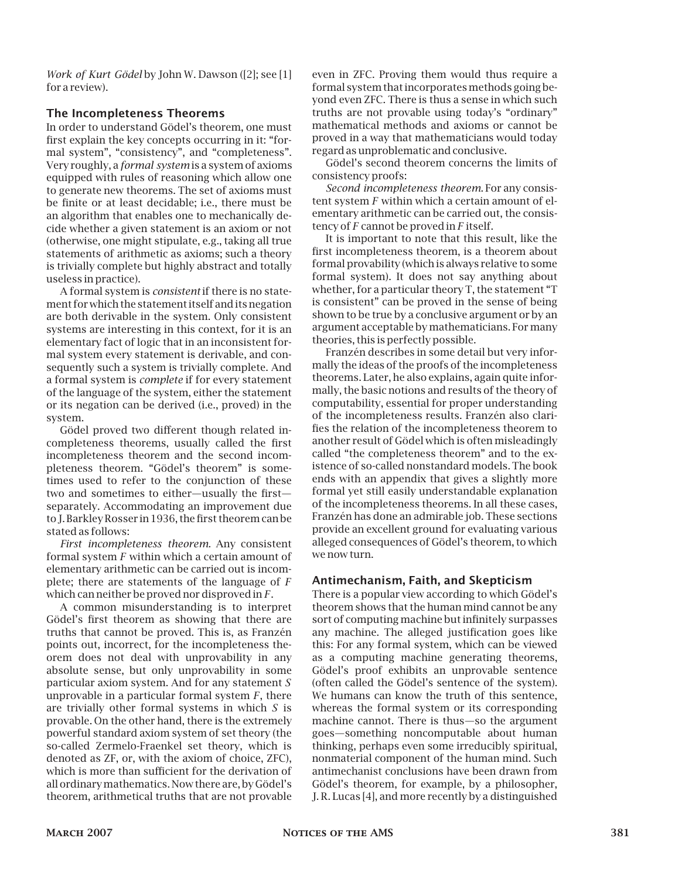*Work of Kurt Gödel* by John W. Dawson ([2]; see [1] for a review).

## The Incompleteness Theorems

In order to understand Gödel's theorem, one must first explain the key concepts occurring in it: "formal system", "consistency", and "completeness". Very roughly, a *formal system* is a system of axioms equipped with rules of reasoning which allow one to generate new theorems. The set of axioms must be finite or at least decidable; i.e., there must be an algorithm that enables one to mechanically decide whether a given statement is an axiom or not (otherwise, one might stipulate, e.g., taking all true statements of arithmetic as axioms; such a theory is trivially complete but highly abstract and totally useless in practice).

A formal system is *consistent* if there is no statement for which the statement itself and its negation are both derivable in the system. Only consistent systems are interesting in this context, for it is an elementary fact of logic that in an inconsistent formal system every statement is derivable, and consequently such a system is trivially complete. And a formal system is *complete* if for every statement of the language of the system, either the statement or its negation can be derived (i.e., proved) in the system.

Gödel proved two different though related incompleteness theorems, usually called the first incompleteness theorem and the second incompleteness theorem. "Gödel's theorem" is sometimes used to refer to the conjunction of these two and sometimes to either—usually the first—separately. Accommodating an improvement due to J. Barkley Rosser in 1936, the first theorem can be stated as follows:

*First incompleteness theorem.* Any consistent formal system *F* within which a certain amount of elementary arithmetic can be carried out is incomplete; there are statements of the language of *F* which can neither be proved nor disproved in *F*.

A common misunderstanding is to interpret Gödel's first theorem as showing that there are truths that cannot be proved. This is, as Franzén points out, incorrect, for the incompleteness theorem does not deal with unprovability in any absolute sense, but only unprovability in some particular axiom system. And for any statement *S* unprovable in a particular formal system *F*, there are trivially other formal systems in which *S* is provable. On the other hand, there is the extremely powerful standard axiom system of set theory (the so-called Zermelo-Fraenkel set theory, which is denoted as ZF, or, with the axiom of choice, ZFC), which is more than sufficient for the derivation of all ordinary mathematics. Now there are, by Gödel's theorem, arithmetical truths that are not provable even in ZFC. Proving them would thus require a formal system that incorporates methods going beyond even ZFC. There is thus a sense in which such truths are not provable using today's "ordinary" mathematical methods and axioms or cannot be proved in a way that mathematicians would today regard as unproblematic and conclusive.

Gödel's second theorem concerns the limits of consistency proofs:

*Second incompleteness theorem.* For any consistent system *F* within which a certain amount of elementary arithmetic can be carried out, the consistency of *F* cannot be proved in *F* itself.

It is important to note that this result, like the first incompleteness theorem, is a theorem about formal provability (which is always relative to some formal system). It does not say anything about whether, for a particular theory T, the statement "T is consistent" can be proved in the sense of being shown to be true by a conclusive argument or by an argument acceptable by mathematicians. For many theories, this is perfectly possible.

Franzén describes in some detail but very informally the ideas of the proofs of the incompleteness theorems. Later, he also explains, again quite informally, the basic notions and results of the theory of computability, essential for proper understanding of the incompleteness results. Franzén also clarifies the relation of the incompleteness theorem to another result of Gödel which is often misleadingly called "the completeness theorem" and to the existence of so-called nonstandard models. The book ends with an appendix that gives a slightly more formal yet still easily understandable explanation of the incompleteness theorems. In all these cases, Franzén has done an admirable job. These sections provide an excellent ground for evaluating various alleged consequences of Gödel's theorem, to which we now turn.

## Antimechanism, Faith, and Skepticism

There is a popular view according to which Gödel's theorem shows that the human mind cannot be any sort of computing machine but infinitely surpasses any machine. The alleged justification goes like this: For any formal system, which can be viewed as a computing machine generating theorems, Gödel's proof exhibits an unprovable sentence (often called the Gödel's sentence of the system). We humans can know the truth of this sentence, whereas the formal system or its corresponding machine cannot. There is thus—so the argument goes—something noncomputable about human thinking, perhaps even some irreducibly spiritual, nonmaterial component of the human mind. Such antimechanist conclusions have been drawn from Gödel's theorem, for example, by a philosopher, J. R. Lucas [4], and more recently by a distinguished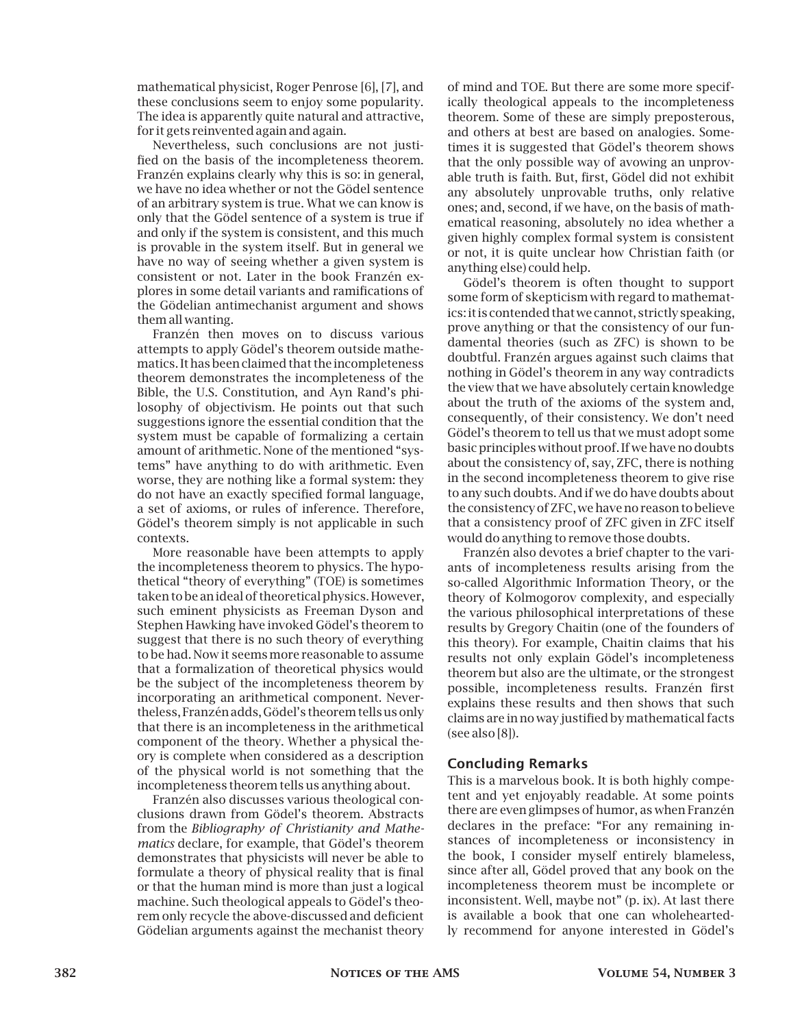mathematical physicist, Roger Penrose [6], [7], and these conclusions seem to enjoy some popularity. The idea is apparently quite natural and attractive, for it gets reinvented again and again.

Nevertheless, such conclusions are not justified on the basis of the incompleteness theorem. Franzén explains clearly why this is so: in general, we have no idea whether or not the Gödel sentence of an arbitrary system is true. What we can know is only that the Gödel sentence of a system is true if and only if the system is consistent, and this much is provable in the system itself. But in general we have no way of seeing whether a given system is consistent or not. Later in the book Franzén explores in some detail variants and ramifications of the Gödelian antimechanist argument and shows them all wanting.

Franzén then moves on to discuss various attempts to apply Gödel's theorem outside mathematics. It has been claimed that the incompleteness theorem demonstrates the incompleteness of the Bible, the U.S. Constitution, and Ayn Rand's philosophy of objectivism. He points out that such suggestions ignore the essential condition that the system must be capable of formalizing a certain amount of arithmetic. None of the mentioned "systems" have anything to do with arithmetic. Even worse, they are nothing like a formal system: they do not have an exactly specified formal language, a set of axioms, or rules of inference. Therefore, Gödel's theorem simply is not applicable in such contexts.

More reasonable have been attempts to apply the incompleteness theorem to physics. The hypothetical "theory of everything" (TOE) is sometimes taken to be an ideal of theoretical physics. However, such eminent physicists as Freeman Dyson and Stephen Hawking have invoked Gödel's theorem to suggest that there is no such theory of everything to be had. Now it seems more reasonable to assume that a formalization of theoretical physics would be the subject of the incompleteness theorem by incorporating an arithmetical component. Nevertheless, Franzén adds, Gödel's theorem tells us only that there is an incompleteness in the arithmetical component of the theory. Whether a physical theory is complete when considered as a description of the physical world is not something that the incompleteness theorem tells us anything about.

Franzén also discusses various theological conclusions drawn from Gödel's theorem. Abstracts from the *Bibliography of Christianity and Mathematics* declare, for example, that Gödel's theorem demonstrates that physicists will never be able to formulate a theory of physical reality that is final or that the human mind is more than just a logical machine. Such theological appeals to Gödel's theorem only recycle the above-discussed and deficient Gödelian arguments against the mechanist theory of mind and TOE. But there are some more specifically theological appeals to the incompleteness theorem. Some of these are simply preposterous, and others at best are based on analogies. Sometimes it is suggested that Gödel's theorem shows that the only possible way of avowing an unprovable truth is faith. But, first, Gödel did not exhibit any absolutely unprovable truths, only relative ones; and, second, if we have, on the basis of mathematical reasoning, absolutely no idea whether a given highly complex formal system is consistent or not, it is quite unclear how Christian faith (or anything else) could help.

Gödel's theorem is often thought to support some form of skepticism with regard to mathematics: it is contended that we cannot, strictly speaking, prove anything or that the consistency of our fundamental theories (such as ZFC) is shown to be doubtful. Franzén argues against such claims that nothing in Gödel's theorem in any way contradicts the view that we have absolutely certain knowledge about the truth of the axioms of the system and, consequently, of their consistency. We don't need Gödel's theorem to tell us that we must adopt some basic principles without proof. If we have no doubts about the consistency of, say, ZFC, there is nothing in the second incompleteness theorem to give rise to any such doubts. And if we do have doubts about the consistency of ZFC, we have no reason to believe that a consistency proof of ZFC given in ZFC itself would do anything to remove those doubts.

Franzén also devotes a brief chapter to the variants of incompleteness results arising from the so-called Algorithmic Information Theory, or the theory of Kolmogorov complexity, and especially the various philosophical interpretations of these results by Gregory Chaitin (one of the founders of this theory). For example, Chaitin claims that his results not only explain Gödel's incompleteness theorem but also are the ultimate, or the strongest possible, incompleteness results. Franzén first explains these results and then shows that such claims are in no way justified by mathematical facts (see also [8]).

## Concluding Remarks

This is a marvelous book. It is both highly competent and yet enjoyably readable. At some points there are even glimpses of humor, as when Franzén declares in the preface: "For any remaining instances of incompleteness or inconsistency in the book, I consider myself entirely blameless, since after all, Gödel proved that any book on the incompleteness theorem must be incomplete or inconsistent. Well, maybe not" (p. ix). At last there is available a book that one can wholeheartedly recommend for anyone interested in Gödel's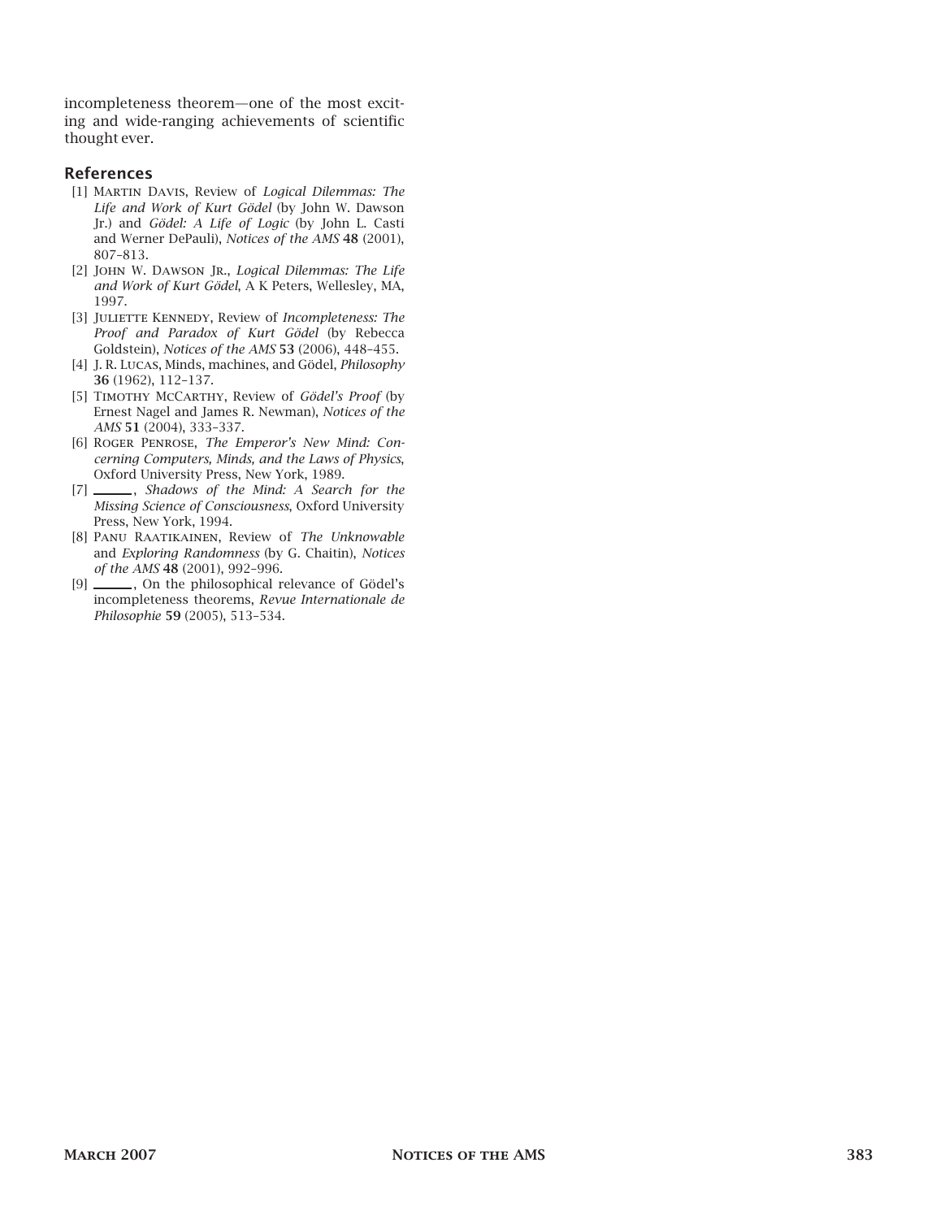incompleteness theorem—one of the most exciting and wide-ranging achievements of scientific thought ever.

## References

[1] Martin Davis, Review of *Logical Dilemmas: The Life and Work of Kurt Gödel* (by John W. Dawson Jr.) and *Gödel: A Life of Logic* (by John L. Casti and Werner DePauli), *Notices of the AMS* **48** (2001), 807–813.

[2] John W. Dawson Jr., *Logical Dilemmas: The Life and Work of Kurt Gödel*, A K Peters, Wellesley, MA, 1997.

[3] Juliette Kennedy, Review of *Incompleteness: The Proof and Paradox of Kurt Gödel* (by Rebecca Goldstein), *Notices of the AMS* **53** (2006), 448–455.

[4] J. R. Lucas, Minds, machines, and Gödel, *Philosophy* **36** (1962), 112–137.

[5] Timothy McCarthy, Review of *Gödel's Proof* (by Ernest Nagel and James R. Newman), *Notices of the AMS* **51** (2004), 333–337.

[6] Roger Penrose, *The Emperor's New Mind: Concerning Computers, Minds, and the Laws of Physics*, Oxford University Press, New York, 1989.

[7] ______, *Shadows of the Mind: A Search for the Missing Science of Consciousness*, Oxford University Press, New York, 1994.

[8] Panu Raatikainen, Review of *The Unknowable* and *Exploring Randomness* (by G. Chaitin), *Notices of the AMS* **48** (2001), 992–996.

[9] ______, On the philosophical relevance of Gödel's incompleteness theorems, *Revue Internationale de Philosophie* **59** (2005), 513–534.